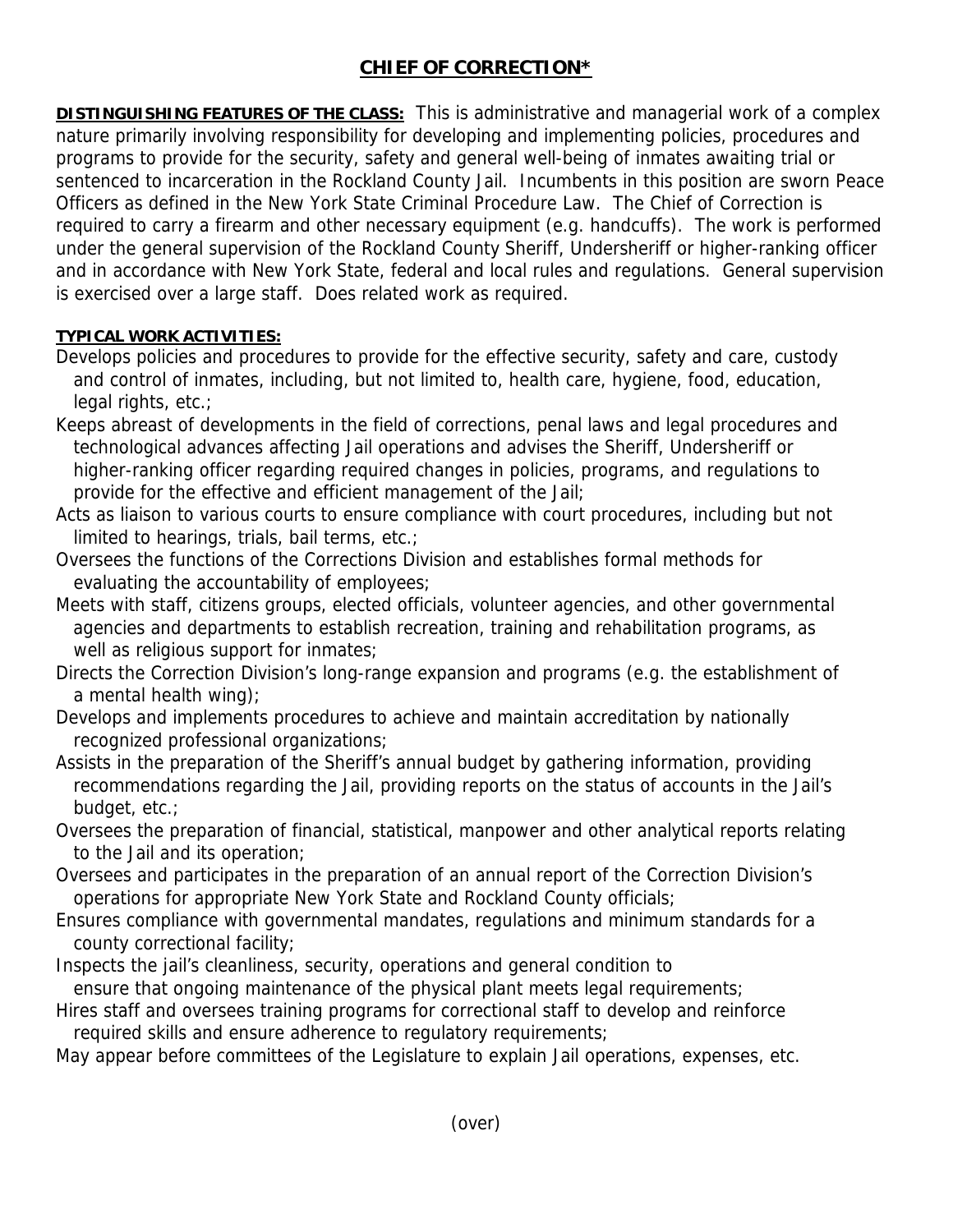# **CHIEF OF CORRECTION***

**DISTINGUISHING FEATURES OF THE CLASS:** This is administrative and managerial work of a complex nature primarily involving responsibility for developing and implementing policies, procedures and programs to provide for the security, safety and general well-being of inmates awaiting trial or sentenced to incarceration in the Rockland County Jail. Incumbents in this position are sworn Peace Officers as defined in the New York State Criminal Procedure Law. The Chief of Correction is required to carry a firearm and other necessary equipment (e.g. handcuffs). The work is performed under the general supervision of the Rockland County Sheriff, Undersheriff or higher-ranking officer and in accordance with New York State, federal and local rules and regulations. General supervision is exercised over a large staff. Does related work as required.

**TYPICAL WORK ACTIVITIES:**

Develops policies and procedures to provide for the effective security, safety and care, custody and control of inmates, including, but not limited to, health care, hygiene, food, education, legal rights, etc.;

Keeps abreast of developments in the field of corrections, penal laws and legal procedures and technological advances affecting Jail operations and advises the Sheriff, Undersheriff or higher-ranking officer regarding required changes in policies, programs, and regulations to provide for the effective and efficient management of the Jail;

Acts as liaison to various courts to ensure compliance with court procedures, including but not limited to hearings, trials, bail terms, etc.;

Oversees the functions of the Corrections Division and establishes formal methods for evaluating the accountability of employees;

Meets with staff, citizens groups, elected officials, volunteer agencies, and other governmental agencies and departments to establish recreation, training and rehabilitation programs, as well as religious support for inmates;

Directs the Correction Division's long-range expansion and programs (e.g. the establishment of a mental health wing);

Develops and implements procedures to achieve and maintain accreditation by nationally recognized professional organizations;

Assists in the preparation of the Sheriff's annual budget by gathering information, providing recommendations regarding the Jail, providing reports on the status of accounts in the Jail's budget, etc.;

Oversees the preparation of financial, statistical, manpower and other analytical reports relating to the Jail and its operation;

Oversees and participates in the preparation of an annual report of the Correction Division's operations for appropriate New York State and Rockland County officials;

Ensures compliance with governmental mandates, regulations and minimum standards for a county correctional facility;

Inspects the jail's cleanliness, security, operations and general condition to ensure that ongoing maintenance of the physical plant meets legal requirements;

Hires staff and oversees training programs for correctional staff to develop and reinforce required skills and ensure adherence to regulatory requirements;

May appear before committees of the Legislature to explain Jail operations, expenses, etc.

(over)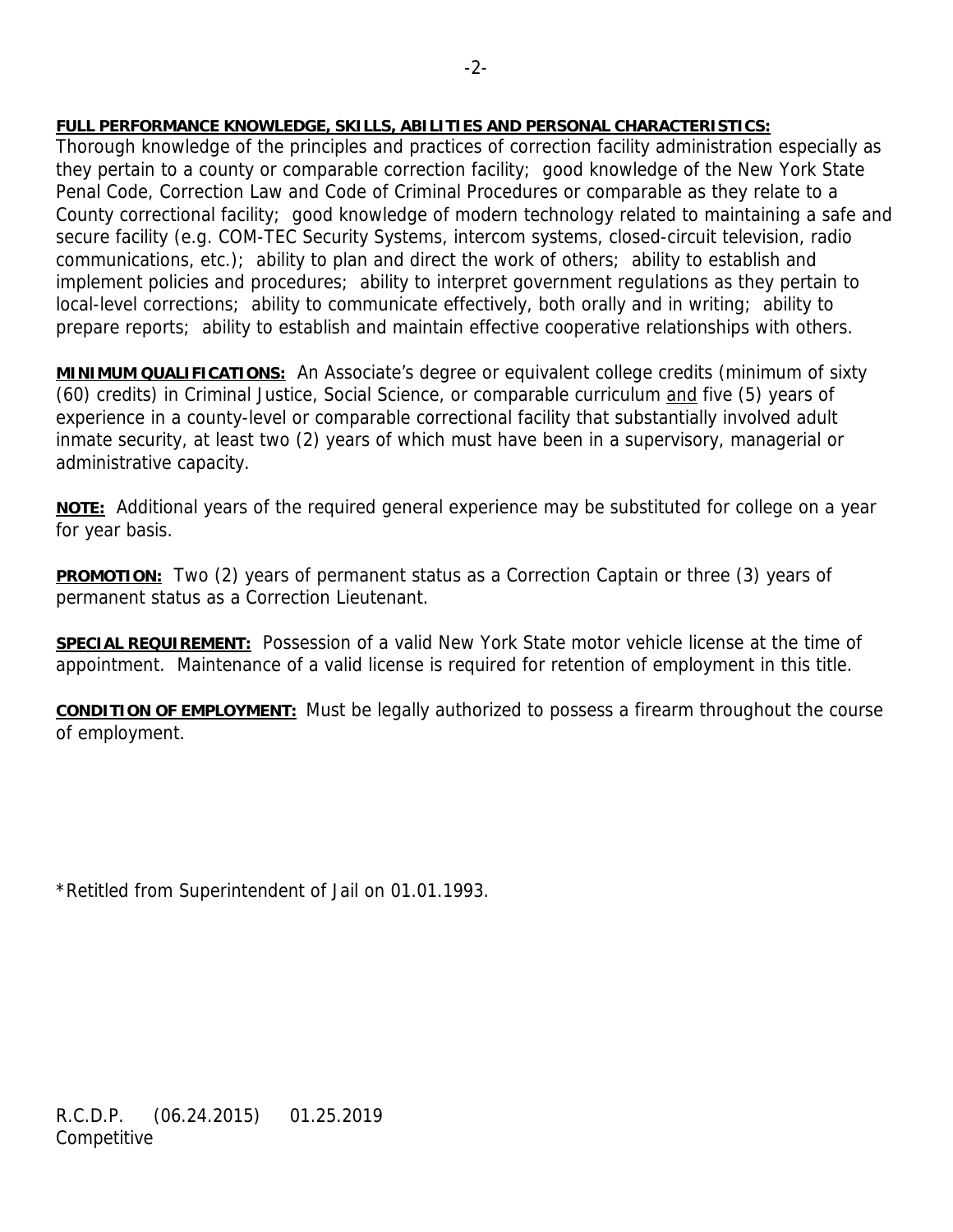**FULL PERFORMANCE KNOWLEDGE, SKILLS, ABILITIES AND PERSONAL CHARACTERISTICS:** Thorough knowledge of the principles and practices of correction facility administration especially as they pertain to a county or comparable correction facility; good knowledge of the New York State Penal Code, Correction Law and Code of Criminal Procedures or comparable as they relate to a County correctional facility; good knowledge of modern technology related to maintaining a safe and secure facility (e.g. COM-TEC Security Systems, intercom systems, closed-circuit television, radio communications, etc.); ability to plan and direct the work of others; ability to establish and implement policies and procedures; ability to interpret government regulations as they pertain to local-level corrections; ability to communicate effectively, both orally and in writing; ability to prepare reports; ability to establish and maintain effective cooperative relationships with others.

**MINIMUM QUALIFICATIONS:** An Associate's degree or equivalent college credits (minimum of sixty (60) credits) in Criminal Justice, Social Science, or comparable curriculum and five (5) years of experience in a county-level or comparable correctional facility that substantially involved adult inmate security, at least two (2) years of which must have been in a supervisory, managerial or administrative capacity.

**NOTE:** Additional years of the required general experience may be substituted for college on a year for year basis.

**PROMOTION:** Two (2) years of permanent status as a Correction Captain or three (3) years of permanent status as a Correction Lieutenant.

**SPECIAL REQUIREMENT:** Possession of a valid New York State motor vehicle license at the time of appointment. Maintenance of a valid license is required for retention of employment in this title.

**CONDITION OF EMPLOYMENT:** Must be legally authorized to possess a firearm throughout the course of employment.

*Retitled from Superintendent of Jail on 01.01.1993.

R.C.D.P. (06.24.2015) 01.25.2019
Competitive